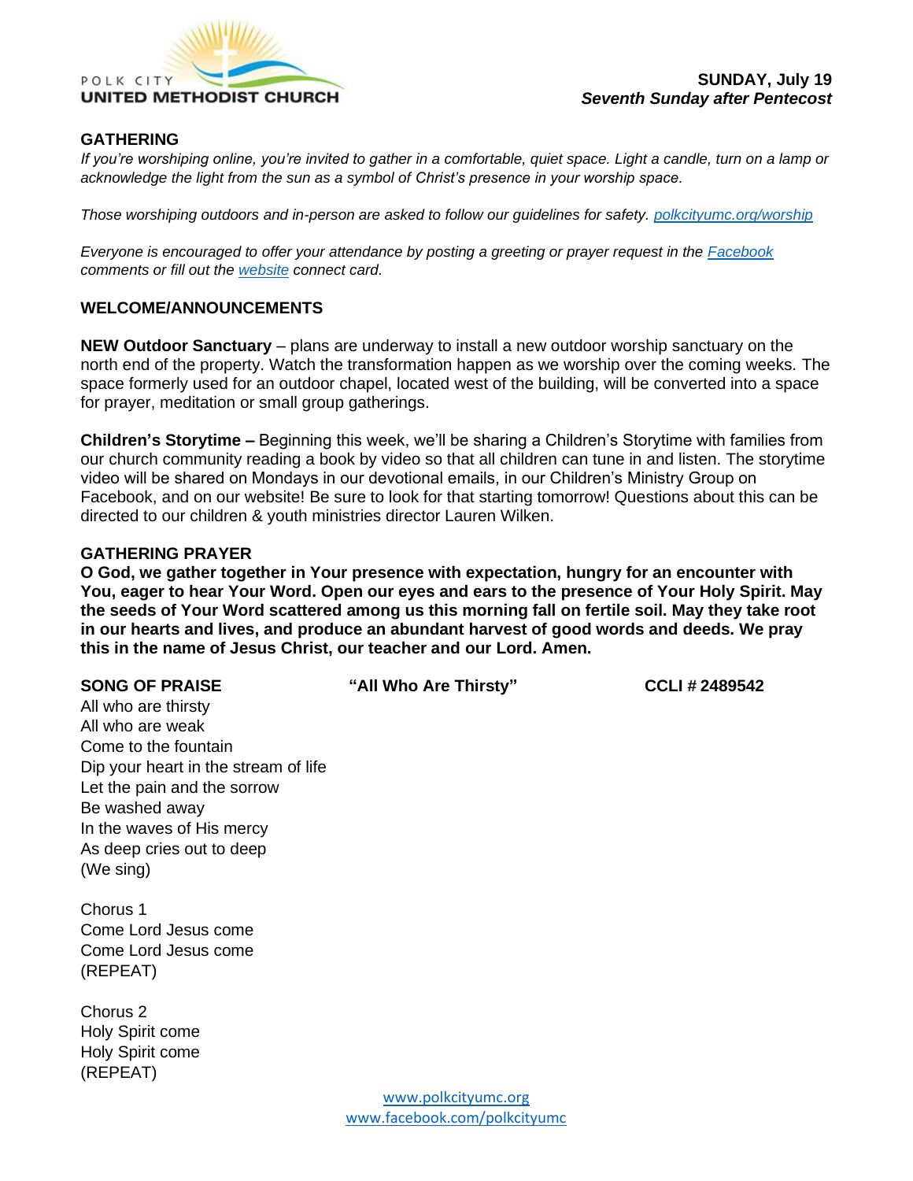POLK CITY
**UNITED METHODIST CHURCH**

**SUNDAY, July 19**
***Seventh Sunday after Pentecost***

## GATHERING

*If you're worshiping online, you're invited to gather in a comfortable, quiet space. Light a candle, turn on a lamp or acknowledge the light from the sun as a symbol of Christ's presence in your worship space.*

*Those worshiping outdoors and in-person are asked to follow our guidelines for safety. polkcityumc.org/worship*

*Everyone is encouraged to offer your attendance by posting a greeting or prayer request in the Facebook comments or fill out the website connect card.*

## WELCOME/ANNOUNCEMENTS

**NEW Outdoor Sanctuary** – plans are underway to install a new outdoor worship sanctuary on the north end of the property. Watch the transformation happen as we worship over the coming weeks. The space formerly used for an outdoor chapel, located west of the building, will be converted into a space for prayer, meditation or small group gatherings.

**Children's Storytime –** Beginning this week, we'll be sharing a Children's Storytime with families from our church community reading a book by video so that all children can tune in and listen. The storytime video will be shared on Mondays in our devotional emails, in our Children's Ministry Group on Facebook, and on our website! Be sure to look for that starting tomorrow! Questions about this can be directed to our children & youth ministries director Lauren Wilken.

## GATHERING PRAYER

**O God, we gather together in Your presence with expectation, hungry for an encounter with You, eager to hear Your Word. Open our eyes and ears to the presence of Your Holy Spirit. May the seeds of Your Word scattered among us this morning fall on fertile soil. May they take root in our hearts and lives, and produce an abundant harvest of good words and deeds. We pray this in the name of Jesus Christ, our teacher and our Lord. Amen.**

## SONG OF PRAISE **"All Who Are Thirsty"** **CCLI # 2489542**

All who are thirsty
All who are weak
Come to the fountain
Dip your heart in the stream of life
Let the pain and the sorrow
Be washed away
In the waves of His mercy
As deep cries out to deep
(We sing)

Chorus 1
Come Lord Jesus come
Come Lord Jesus come
(REPEAT)

Chorus 2
Holy Spirit come
Holy Spirit come
(REPEAT)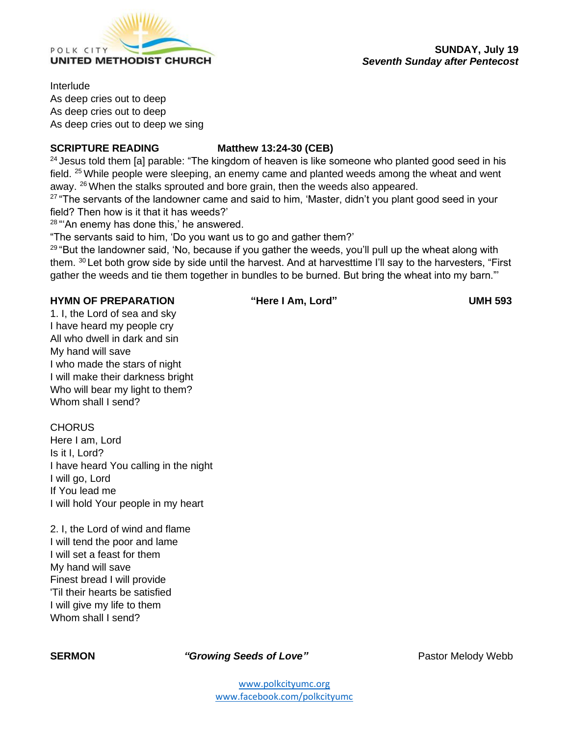Interlude
As deep cries out to deep
As deep cries out to deep
As deep cries out to deep we sing

**SCRIPTURE READING** **Matthew 13:24-30 (CEB)**

[24] Jesus told them [a] parable: "The kingdom of heaven is like someone who planted good seed in his field. [25] While people were sleeping, an enemy came and planted weeds among the wheat and went away. [26] When the stalks sprouted and bore grain, then the weeds also appeared.
[27] "The servants of the landowner came and said to him, 'Master, didn't you plant good seed in your field? Then how is it that it has weeds?'
[28] "'An enemy has done this,' he answered.
"The servants said to him, 'Do you want us to go and gather them?'
[29] "But the landowner said, 'No, because if you gather the weeds, you'll pull up the wheat along with them. [30] Let both grow side by side until the harvest. And at harvesttime I'll say to the harvesters, "First gather the weeds and tie them together in bundles to be burned. But bring the wheat into my barn."'

**HYMN OF PREPARATION** **"Here I Am, Lord"** **UMH 593**

1. I, the Lord of sea and sky
I have heard my people cry
All who dwell in dark and sin
My hand will save
I who made the stars of night
I will make their darkness bright
Who will bear my light to them?
Whom shall I send?

CHORUS
Here I am, Lord
Is it I, Lord?
I have heard You calling in the night
I will go, Lord
If You lead me
I will hold Your people in my heart

2. I, the Lord of wind and flame
I will tend the poor and lame
I will set a feast for them
My hand will save
Finest bread I will provide
'Til their hearts be satisfied
I will give my life to them
Whom shall I send?

**SERMON** ***"Growing Seeds of Love"*** Pastor Melody Webb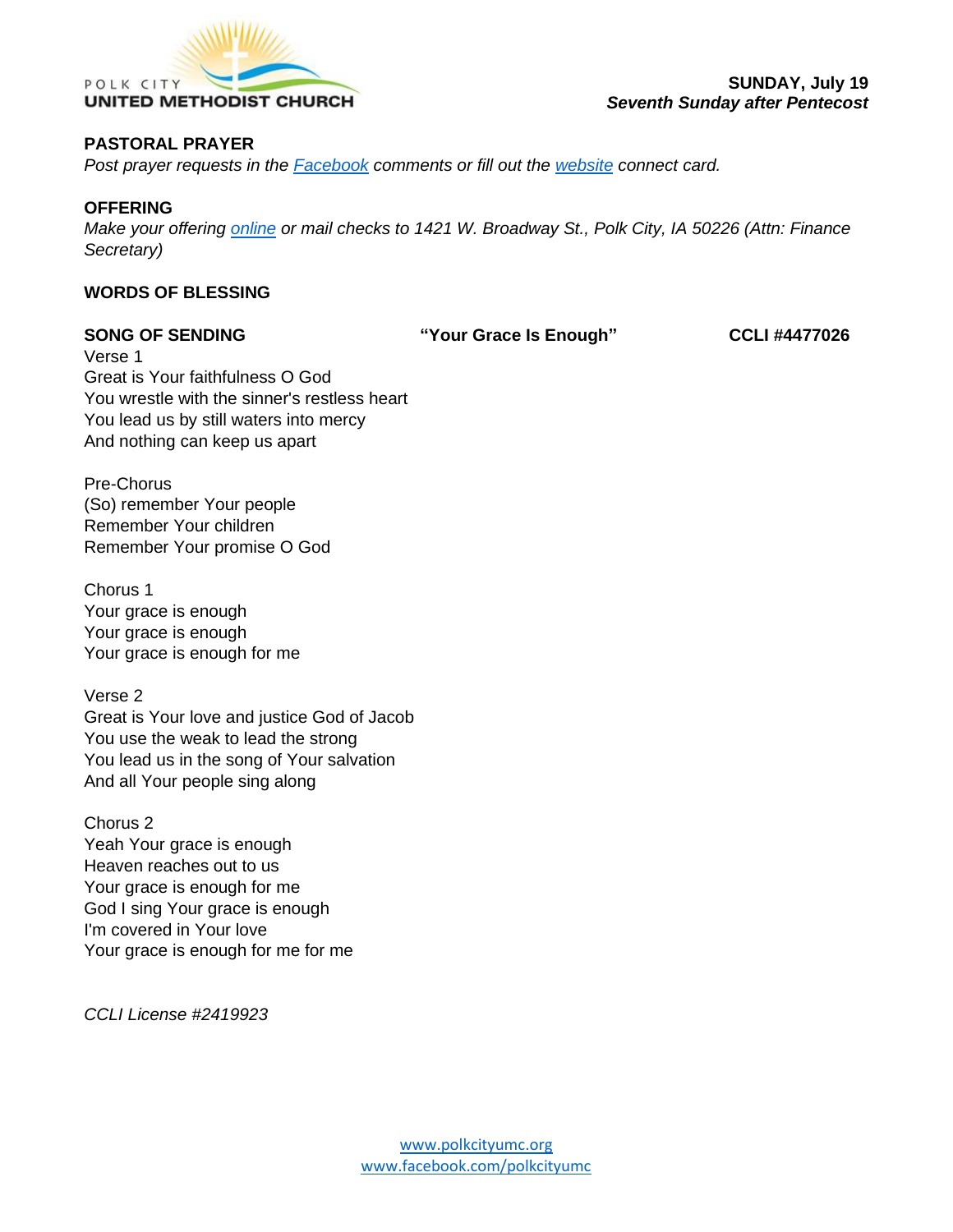POLK CITY
UNITED METHODIST CHURCH

**SUNDAY, July 19**
***Seventh Sunday after Pentecost***

**PASTORAL PRAYER**

*Post prayer requests in the Facebook comments or fill out the website connect card.*

**OFFERING**

*Make your offering online or mail checks to 1421 W. Broadway St., Polk City, IA 50226 (Attn: Finance Secretary)*

**WORDS OF BLESSING**

**SONG OF SENDING** **"Your Grace Is Enough"** **CCLI #4477026**

Verse 1
Great is Your faithfulness O God
You wrestle with the sinner's restless heart
You lead us by still waters into mercy
And nothing can keep us apart

Pre-Chorus
(So) remember Your people
Remember Your children
Remember Your promise O God

Chorus 1
Your grace is enough
Your grace is enough
Your grace is enough for me

Verse 2
Great is Your love and justice God of Jacob
You use the weak to lead the strong
You lead us in the song of Your salvation
And all Your people sing along

Chorus 2
Yeah Your grace is enough
Heaven reaches out to us
Your grace is enough for me
God I sing Your grace is enough
I'm covered in Your love
Your grace is enough for me for me

*CCLI License #2419923*

www.polkcityumc.org
www.facebook.com/polkcityumc